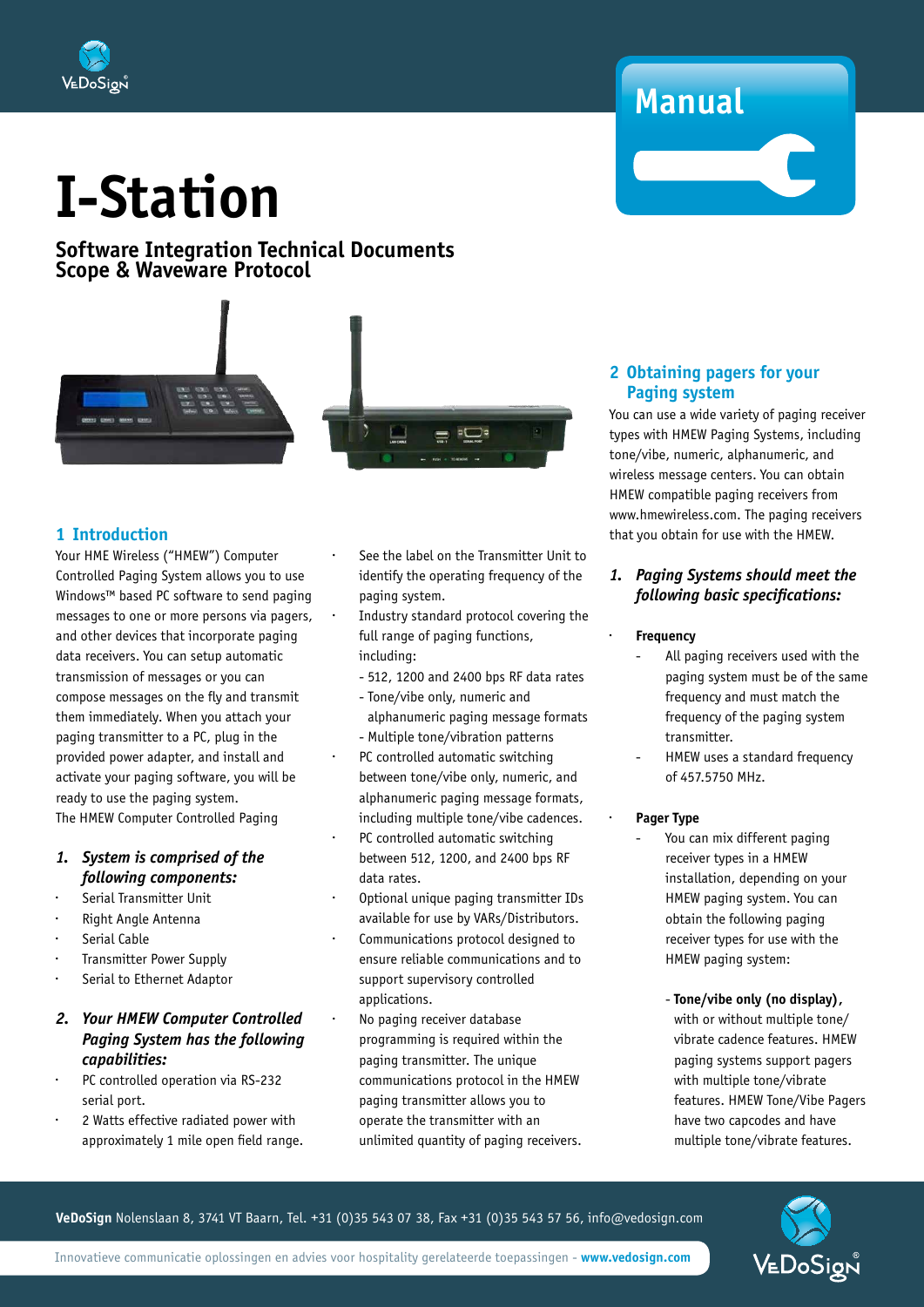# I-Station

## Software Integration Technical Documents Scope & Waveware Protocol

Manual

## 1 Introduction

Your HME Wireless ("HMEW") Computer Controlled Paging System allows you to use Windows™ based PC software to send paging messages to one or more persons via pagers, and other devices that incorporate paging data receivers. You can setup automatic transmission of messages or you can compose messages on the fly and transmit them immediately. When you attach your paging transmitter to a PC, plug in the provided power adapter, and install and activate your paging software, you will be ready to use the paging system.
The HMEW Computer Controlled Paging

1. ***System is comprised of the following components:***
   - Serial Transmitter Unit
   - Right Angle Antenna
   - Serial Cable
   - Transmitter Power Supply
   - Serial to Ethernet Adaptor

2. ***Your HMEW Computer Controlled Paging System has the following capabilities:***
   - PC controlled operation via RS-232 serial port.
   - 2 Watts effective radiated power with approximately 1 mile open field range.
   - See the label on the Transmitter Unit to identify the operating frequency of the paging system.
   - Industry standard protocol covering the full range of paging functions, including:
     - 512, 1200 and 2400 bps RF data rates
     - Tone/vibe only, numeric and alphanumeric paging message formats
     - Multiple tone/vibration patterns
   - PC controlled automatic switching between tone/vibe only, numeric, and alphanumeric paging message formats, including multiple tone/vibe cadences.
   - PC controlled automatic switching between 512, 1200, and 2400 bps RF data rates.
   - Optional unique paging transmitter IDs available for use by VARs/Distributors.
   - Communications protocol designed to ensure reliable communications and to support supervisory controlled applications.
   - No paging receiver database programming is required within the paging transmitter. The unique communications protocol in the HMEW paging transmitter allows you to operate the transmitter with an unlimited quantity of paging receivers.

## 2 Obtaining pagers for your Paging system

You can use a wide variety of paging receiver types with HMEW Paging Systems, including tone/vibe, numeric, alphanumeric, and wireless message centers. You can obtain HMEW compatible paging receivers from www.hmewireless.com. The paging receivers that you obtain for use with the HMEW.

1. ***Paging Systems should meet the following basic specifications:***
   - **Frequency**
     - All paging receivers used with the paging system must be of the same frequency and must match the frequency of the paging system transmitter.
     - HMEW uses a standard frequency of 457.5750 MHz.
   - **Pager Type**
     - You can mix different paging receiver types in a HMEW installation, depending on your HMEW paging system. You can obtain the following paging receiver types for use with the HMEW paging system:
       - **Tone/vibe only (no display)**, with or without multiple tone/ vibrate cadence features. HMEW paging systems support pagers with multiple tone/vibrate features. HMEW Tone/Vibe Pagers have two capcodes and have multiple tone/vibrate features.

**VeDoSign** Nolenslaan 8, 3741 VT Baarn, Tel. +31 (0)35 543 07 38, Fax +31 (0)35 543 57 56, info@vedosign.com

Innovatieve communicatie oplossingen en advies voor hospitality gerelateerde toepassingen - **www.vedosign.com**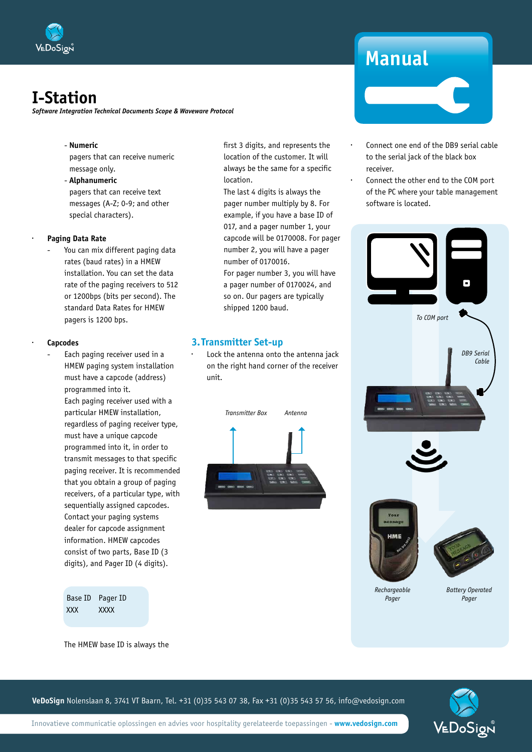# I-Station

*Software Integration Technical Documents Scope & Waveware Protocol*

- Numeric
  pagers that can receive numeric message only.
- Alphanumeric
  pagers that can receive text messages (A-Z; 0-9; and other special characters).

- **Paging Data Rate**
  - You can mix different paging data rates (baud rates) in a HMEW installation. You can set the data rate of the paging receivers to 512 or 1200bps (bits per second). The standard Data Rates for HMEW pagers is 1200 bps.

- **Capcodes**
  - Each paging receiver used in a HMEW paging system installation must have a capcode (address) programmed into it.
    Each paging receiver used with a particular HMEW installation, regardless of paging receiver type, must have a unique capcode programmed into it, in order to transmit messages to that specific paging receiver. It is recommended that you obtain a group of paging receivers, of a particular type, with sequentially assigned capcodes. Contact your paging systems dealer for capcode assignment information. HMEW capcodes consist of two parts, Base ID (3 digits), and Pager ID (4 digits).

| Base ID | Pager ID |
|---|---|
| XXX | XXXX |

The HMEW base ID is always the first 3 digits, and represents the location of the customer. It will always be the same for a specific location.
The last 4 digits is always the pager number multiply by 8. For example, if you have a base ID of 017, and a pager number 1, your capcode will be 0170008. For pager number 2, you will have a pager number of 0170016.
For pager number 3, you will have a pager number of 0170024, and so on. Our pagers are typically shipped 1200 baud.

## 3. Transmitter Set-up

- Lock the antenna onto the antenna jack on the right hand corner of the receiver unit.

*Transmitter Box* *Antenna*

- Connect one end of the DB9 serial cable to the serial jack of the black box receiver.
- Connect the other end to the COM port of the PC where your table management software is located.

*To COM port*

*DB9 Serial Cable*

*Rechargeable Pager* *Battery Operated Pager*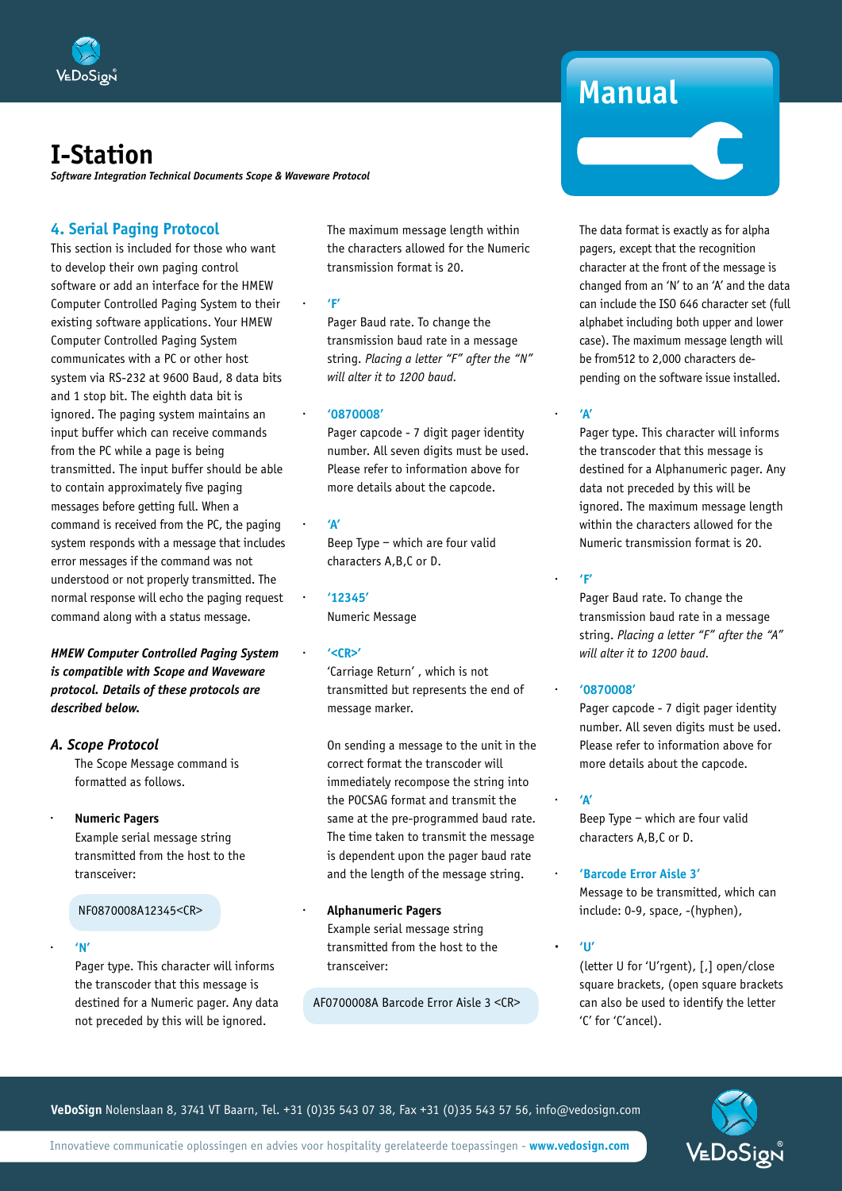# I-Station

***Software Integration Technical Documents Scope & Waveware Protocol***

## 4. Serial Paging Protocol

This section is included for those who want to develop their own paging control software or add an interface for the HMEW Computer Controlled Paging System to their existing software applications. Your HMEW Computer Controlled Paging System communicates with a PC or other host system via RS-232 at 9600 Baud, 8 data bits and 1 stop bit. The eighth data bit is ignored. The paging system maintains an input buffer which can receive commands from the PC while a page is being transmitted. The input buffer should be able to contain approximately five paging messages before getting full. When a command is received from the PC, the paging system responds with a message that includes error messages if the command was not understood or not properly transmitted. The normal response will echo the paging request command along with a status message.

***HMEW Computer Controlled Paging System is compatible with Scope and Waveware protocol. Details of these protocols are described below.***

### *A. Scope Protocol*

The Scope Message command is formatted as follows.

- **Numeric Pagers**
  Example serial message string transmitted from the host to the transceiver:

  ```
  NF0870008A12345<CR>
  ```

- **'N'**
  Pager type. This character will informs the transcoder that this message is destined for a Numeric pager. Any data not preceded by this will be ignored. The maximum message length within the characters allowed for the Numeric transmission format is 20.

- **'F'**
  Pager Baud rate. To change the transmission baud rate in a message string. *Placing a letter "F" after the "N" will alter it to 1200 baud.*

- **'0870008'**
  Pager capcode - 7 digit pager identity number. All seven digits must be used. Please refer to information above for more details about the capcode.

- **'A'**
  Beep Type – which are four valid characters A,B,C or D.

- **'12345'**
  Numeric Message

- **'<CR>'**
  'Carriage Return' , which is not transmitted but represents the end of message marker.

  On sending a message to the unit in the correct format the transcoder will immediately recompose the string into the POCSAG format and transmit the same at the pre-programmed baud rate. The time taken to transmit the message is dependent upon the pager baud rate and the length of the message string.

- **Alphanumeric Pagers**
  Example serial message string transmitted from the host to the transceiver:

  ```
  AF0700008A Barcode Error Aisle 3 <CR>
  ```

  The data format is exactly as for alpha pagers, except that the recognition character at the front of the message is changed from an 'N' to an 'A' and the data can include the ISO 646 character set (full alphabet including both upper and lower case). The maximum message length will be from512 to 2,000 characters depending on the software issue installed.

- **'A'**
  Pager type. This character will informs the transcoder that this message is destined for a Alphanumeric pager. Any data not preceded by this will be ignored. The maximum message length within the characters allowed for the Numeric transmission format is 20.

- **'F'**
  Pager Baud rate. To change the transmission baud rate in a message string. *Placing a letter "F" after the "A" will alter it to 1200 baud.*

- **'0870008'**
  Pager capcode - 7 digit pager identity number. All seven digits must be used. Please refer to information above for more details about the capcode.

- **'A'**
  Beep Type – which are four valid characters A,B,C or D.

- **'Barcode Error Aisle 3'**
  Message to be transmitted, which can include: 0-9, space, -(hyphen),

- **'U'**
  (letter U for 'U'rgent), [,] open/close square brackets, (open square brackets can also be used to identify the letter 'C' for 'C'ancel).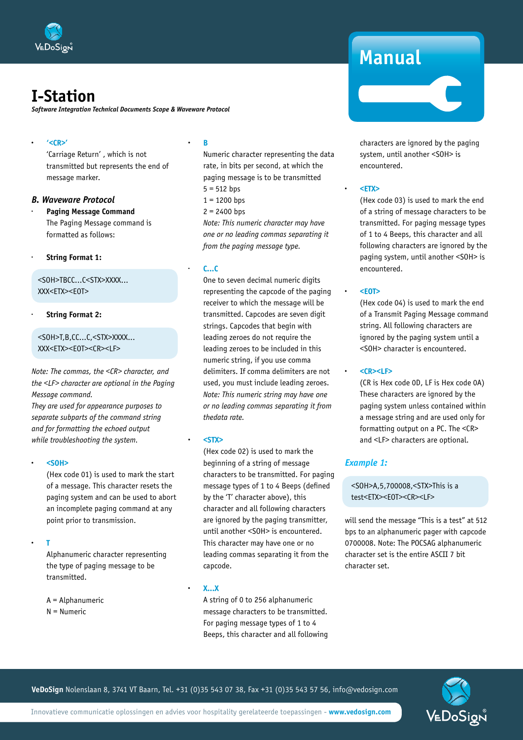- **'<CR>'**
  'Carriage Return' , which is not transmitted but represents the end of message marker.

### B. Waveware Protocol

- **Paging Message Command**
  The Paging Message command is formatted as follows:

- **String Format 1:**

```
<SOH>TBCC...C<STX>XXXX...
XXX<ETX><EOT>
```

- **String Format 2:**

```
<SOH>T,B,CC...C,<STX>XXXX...
XXX<ETX><EOT><CR><LF>
```

*Note: The commas, the <CR> character, and the <LF> character are optional in the Paging Message command.*
*They are used for appearance purposes to separate subparts of the command string and for formatting the echoed output while troubleshooting the system.*

- **<SOH>**
  (Hex code 01) is used to mark the start of a message. This character resets the paging system and can be used to abort an incomplete paging command at any point prior to transmission.

- **T**
  Alphanumeric character representing the type of paging message to be transmitted.

  A = Alphanumeric
  N = Numeric

- **B**
  Numeric character representing the data rate, in bits per second, at which the paging message is to be transmitted
  5 = 512 bps
  1 = 1200 bps
  2 = 2400 bps
  *Note: This numeric character may have one or no leading commas separating it from the paging message type.*

- **C...C**
  One to seven decimal numeric digits representing the capcode of the paging receiver to which the message will be transmitted. Capcodes are seven digit strings. Capcodes that begin with leading zeroes do not require the leading zeroes to be included in this numeric string, if you use comma delimiters. If comma delimiters are not used, you must include leading zeroes.
  *Note: This numeric string may have one or no leading commas separating it from thedata rate.*

- **<STX>**
  (Hex code 02) is used to mark the beginning of a string of message characters to be transmitted. For paging message types of 1 to 4 Beeps (defined by the 'T' character above), this character and all following characters are ignored by the paging transmitter, until another <SOH> is encountered. This character may have one or no leading commas separating it from the capcode.

- **X...X**
  A string of 0 to 256 alphanumeric message characters to be transmitted. For paging message types of 1 to 4 Beeps, this character and all following characters are ignored by the paging system, until another <SOH> is encountered.

- **<ETX>**
  (Hex code 03) is used to mark the end of a string of message characters to be transmitted. For paging message types of 1 to 4 Beeps, this character and all following characters are ignored by the paging system, until another <SOH> is encountered.

- **<EOT>**
  (Hex code 04) is used to mark the end of a Transmit Paging Message command string. All following characters are ignored by the paging system until a <SOH> character is encountered.

- **<CR><LF>**
  (CR is Hex code 0D, LF is Hex code 0A) These characters are ignored by the paging system unless contained within a message string and are used only for formatting output on a PC. The <CR> and <LF> characters are optional.

#### *Example 1:*

```
<SOH>A,5,700008,<STX>This is a
test<ETX><EOT><CR><LF>
```

will send the message "This is a test" at 512 bps to an alphanumeric pager with capcode 0700008. Note: The POCSAG alphanumeric character set is the entire ASCII 7 bit character set.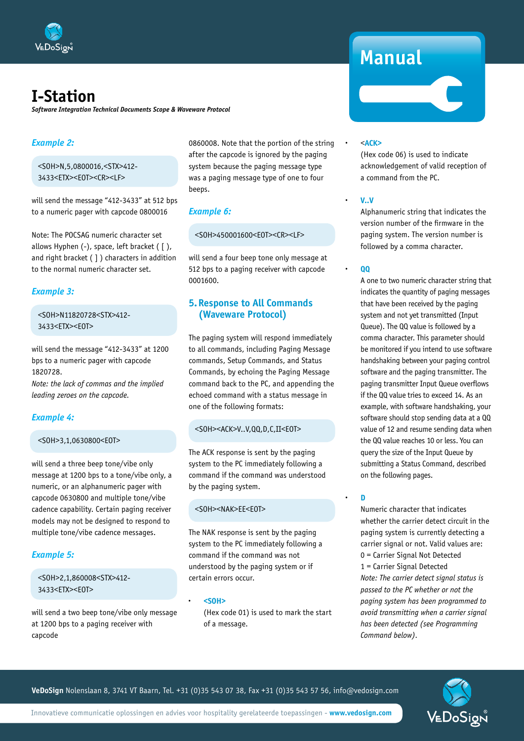### Example 2:

```
<SOH>N,5,0800016,<STX>412-3433<ETX><EOT><CR><LF>
```

will send the message “412-3433” at 512 bps to a numeric pager with capcode 0800016

Note: The POCSAG numeric character set allows Hyphen (-), space, left bracket ( [ ), and right bracket ( ] ) characters in addition to the normal numeric character set.

### Example 3:

```
<SOH>N11820728<STX>412-3433<ETX><EOT>
```

will send the message “412-3433” at 1200 bps to a numeric pager with capcode 1820728.

*Note: the lack of commas and the implied leading zeroes on the capcode.*

### Example 4:

```
<SOH>3,1,0630800<EOT>
```

will send a three beep tone/vibe only message at 1200 bps to a tone/vibe only, a numeric, or an alphanumeric pager with capcode 0630800 and multiple tone/vibe cadence capability. Certain paging receiver models may not be designed to respond to multiple tone/vibe cadence messages.

### Example 5:

```
<SOH>2,1,860008<STX>412-3433<ETX><EOT>
```

will send a two beep tone/vibe only message at 1200 bps to a paging receiver with capcode 0860008. Note that the portion of the string after the capcode is ignored by the paging system because the paging message type was a paging message type of one to four beeps.

### Example 6:

```
<SOH>450001600<EOT><CR><LF>
```

will send a four beep tone only message at 512 bps to a paging receiver with capcode 0001600.

## 5. Response to All Commands (Waveware Protocol)

The paging system will respond immediately to all commands, including Paging Message commands, Setup Commands, and Status Commands, by echoing the Paging Message command back to the PC, and appending the echoed command with a status message in one of the following formats:

```
<SOH><ACK>V..V,QQ,D,C,II<EOT>
```

The ACK response is sent by the paging system to the PC immediately following a command if the command was understood by the paging system.

```
<SOH><NAK>EE<EOT>
```

The NAK response is sent by the paging system to the PC immediately following a command if the command was not understood by the paging system or if certain errors occur.

- **<SOH>**
  (Hex code 01) is used to mark the start of a message.

- **<ACK>**
  (Hex code 06) is used to indicate acknowledgement of valid reception of a command from the PC.

- **V..V**
  Alphanumeric string that indicates the version number of the firmware in the paging system. The version number is followed by a comma character.

- **QQ**
  A one to two numeric character string that indicates the quantity of paging messages that have been received by the paging system and not yet transmitted (Input Queue). The QQ value is followed by a comma character. This parameter should be monitored if you intend to use software handshaking between your paging control software and the paging transmitter. The paging transmitter Input Queue overflows if the QQ value tries to exceed 14. As an example, with software handshaking, your software should stop sending data at a QQ value of 12 and resume sending data when the QQ value reaches 10 or less. You can query the size of the Input Queue by submitting a Status Command, described on the following pages.

- **D**
  Numeric character that indicates whether the carrier detect circuit in the paging system is currently detecting a carrier signal or not. Valid values are:
  0 = Carrier Signal Not Detected
  1 = Carrier Signal Detected
  *Note: The carrier detect signal status is passed to the PC whether or not the paging system has been programmed to avoid transmitting when a carrier signal has been detected (see Programming Command below).*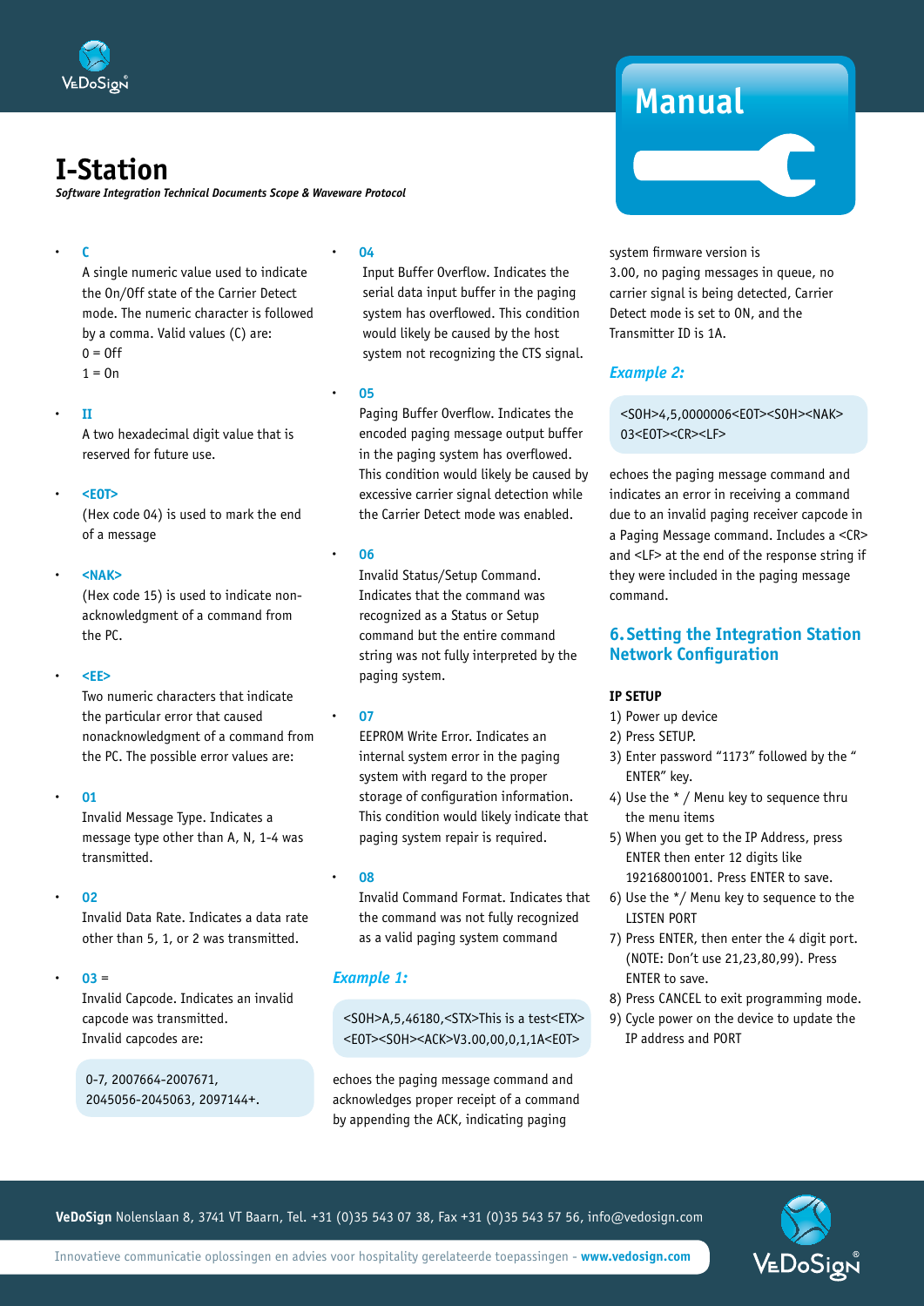- **C**
  A single numeric value used to indicate the On/Off state of the Carrier Detect mode. The numeric character is followed by a comma. Valid values (C) are:
  0 = Off
  1 = On

- **II**
  A two hexadecimal digit value that is reserved for future use.

- **<EOT>**
  (Hex code 04) is used to mark the end of a message

- **<NAK>**
  (Hex code 15) is used to indicate non-acknowledgment of a command from the PC.

- **<EE>**
  Two numeric characters that indicate the particular error that caused nonacknowledgment of a command from the PC. The possible error values are:

- **01**
  Invalid Message Type. Indicates a message type other than A, N, 1-4 was transmitted.

- **02**
  Invalid Data Rate. Indicates a data rate other than 5, 1, or 2 was transmitted.

- **03** =
  Invalid Capcode. Indicates an invalid capcode was transmitted.
  Invalid capcodes are:

```
0-7, 2007664-2007671,
2045056-2045063, 2097144+.
```

- **04**
  Input Buffer Overflow. Indicates the serial data input buffer in the paging system has overflowed. This condition would likely be caused by the host system not recognizing the CTS signal.

- **05**
  Paging Buffer Overflow. Indicates the encoded paging message output buffer in the paging system has overflowed. This condition would likely be caused by excessive carrier signal detection while the Carrier Detect mode was enabled.

- **06**
  Invalid Status/Setup Command. Indicates that the command was recognized as a Status or Setup command but the entire command string was not fully interpreted by the paging system.

- **07**
  EEPROM Write Error. Indicates an internal system error in the paging system with regard to the proper storage of configuration information. This condition would likely indicate that paging system repair is required.

- **08**
  Invalid Command Format. Indicates that the command was not fully recognized as a valid paging system command

### *Example 1:*

```
<SOH>A,5,46180,<STX>This is a test<ETX>
<EOT><SOH><ACK>V3.00,00,0,1,1A<EOT>
```

echoes the paging message command and acknowledges proper receipt of a command by appending the ACK, indicating paging system firmware version is 3.00, no paging messages in queue, no carrier signal is being detected, Carrier Detect mode is set to ON, and the Transmitter ID is 1A.

### *Example 2:*

```
<SOH>4,5,0000006<EOT><SOH><NAK>
03<EOT><CR><LF>
```

echoes the paging message command and indicates an error in receiving a command due to an invalid paging receiver capcode in a Paging Message command. Includes a <CR> and <LF> at the end of the response string if they were included in the paging message command.

## 6. Setting the Integration Station Network Configuration

**IP SETUP**

1) Power up device
2) Press SETUP.
3) Enter password “1173” followed by the “ ENTER” key.
4) Use the * / Menu key to sequence thru the menu items
5) When you get to the IP Address, press ENTER then enter 12 digits like 192168001001. Press ENTER to save.
6) Use the */ Menu key to sequence to the LISTEN PORT
7) Press ENTER, then enter the 4 digit port. (NOTE: Don’t use 21,23,80,99). Press ENTER to save.
8) Press CANCEL to exit programming mode.
9) Cycle power on the device to update the IP address and PORT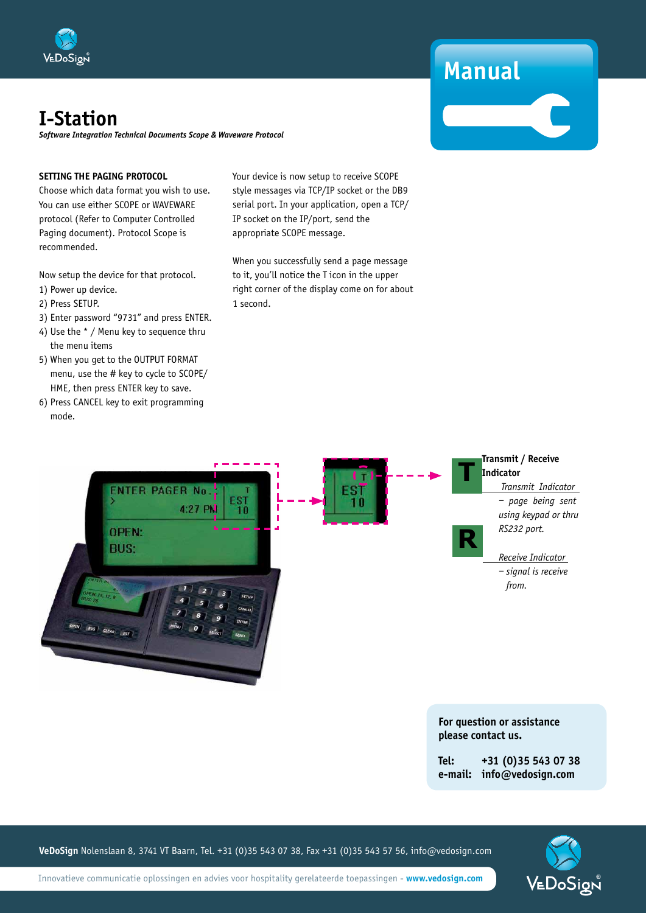# Manual

# I-Station

*Software Integration Technical Documents Scope & Waveware Protocol*

**SETTING THE PAGING PROTOCOL**

Choose which data format you wish to use. You can use either SCOPE or WAVEWARE protocol (Refer to Computer Controlled Paging document). Protocol Scope is recommended.

Now setup the device for that protocol.

1) Power up device.
2) Press SETUP.
3) Enter password “9731” and press ENTER.
4) Use the * / Menu key to sequence thru the menu items
5) When you get to the OUTPUT FORMAT menu, use the # key to cycle to SCOPE/HME, then press ENTER key to save.
6) Press CANCEL key to exit programming mode.

Your device is now setup to receive SCOPE style messages via TCP/IP socket or the DB9 serial port. In your application, open a TCP/IP socket on the IP/port, send the appropriate SCOPE message.

When you successfully send a page message to it, you’ll notice the T icon in the upper right corner of the display come on for about 1 second.

ENTER PAGER No.
>
4:27 PM
T
EST
10
OPEN:
BUS:

**T** **Transmit / Receive Indicator**

*Transmit Indicator*
*– page being sent using keypad or thru RS232 port.*

**R**

*Receive Indicator*
*– signal is receive from.*

**For question or assistance please contact us.**

**Tel:** **+31 (0)35 543 07 38**
**e-mail:** **info@vedosign.com**

**VeDoSign** Nolenslaan 8, 3741 VT Baarn, Tel. +31 (0)35 543 07 38, Fax +31 (0)35 543 57 56, info@vedosign.com

Innovatieve communicatie oplossingen en advies voor hospitality gerelateerde toepassingen - **www.vedosign.com**